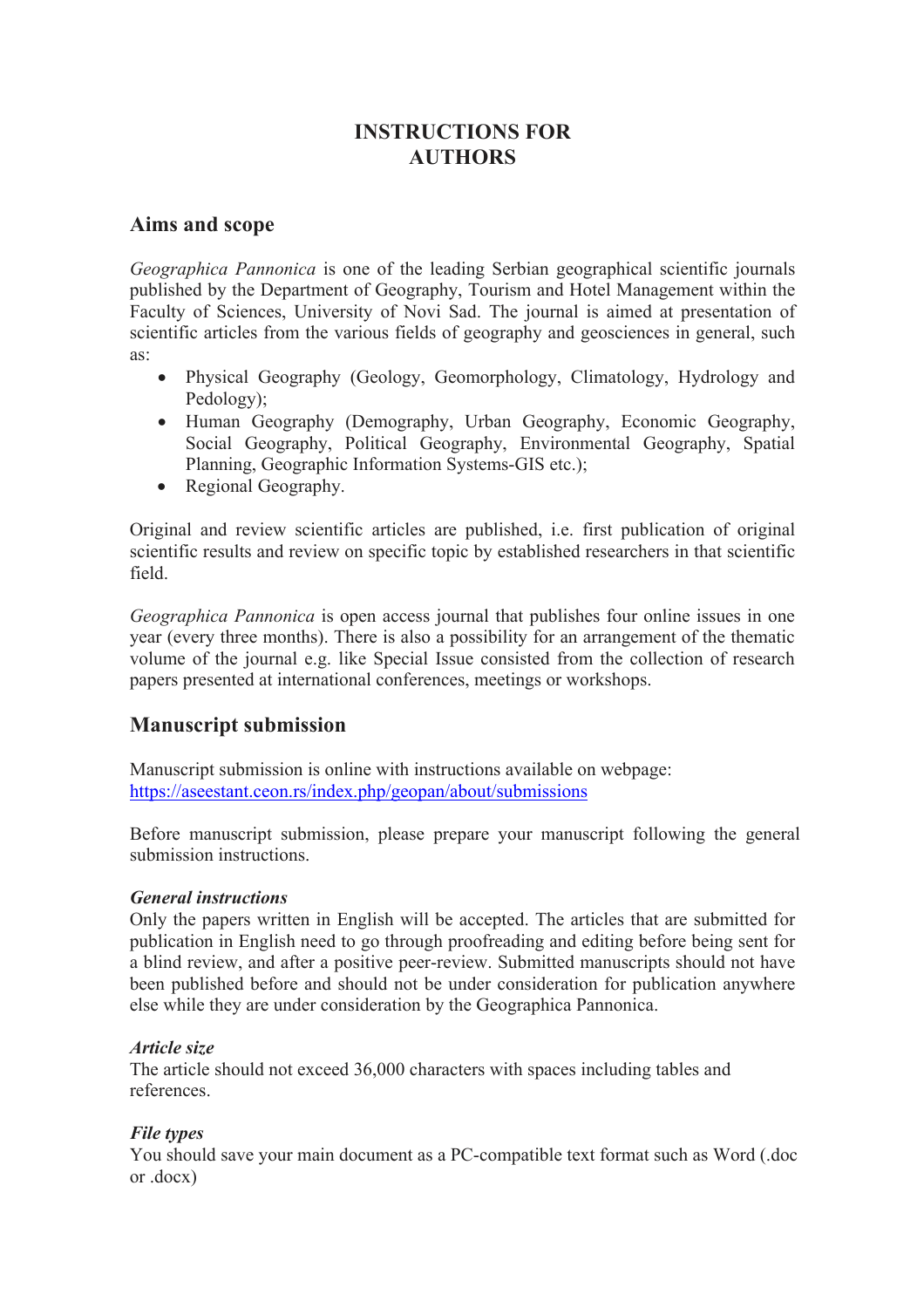# INSTRUCTIONS FOR AUTHORS

## Aims and scope

*Geographica Pannonica* is one of the leading Serbian geographical scientific journals published by the Department of Geography, Tourism and Hotel Management within the Faculty of Sciences, University of Novi Sad. The journal is aimed at presentation of scientific articles from the various fields of geography and geosciences in general, such as:

- Physical Geography (Geology, Geomorphology, Climatology, Hydrology and Pedology);
- Human Geography (Demography, Urban Geography, Economic Geography, Social Geography, Political Geography, Environmental Geography, Spatial Planning, Geographic Information Systems-GIS etc.);
- Regional Geography.

Original and review scientific articles are published, i.e. first publication of original scientific results and review on specific topic by established researchers in that scientific field.

*Geographica Pannonica* is open access journal that publishes four online issues in one year (every three months). There is also a possibility for an arrangement of the thematic volume of the journal e.g. like Special Issue consisted from the collection of research papers presented at international conferences, meetings or workshops.

## Manuscript submission

Manuscript submission is online with instructions available on webpage: https://aseestant.ceon.rs/index.php/geopan/about/submissions

Before manuscript submission, please prepare your manuscript following the general submission instructions.

***General instructions***

Only the papers written in English will be accepted. The articles that are submitted for publication in English need to go through proofreading and editing before being sent for a blind review, and after a positive peer-review. Submitted manuscripts should not have been published before and should not be under consideration for publication anywhere else while they are under consideration by the Geographica Pannonica.

***Article size***

The article should not exceed 36,000 characters with spaces including tables and references.

***File types***

You should save your main document as a PC-compatible text format such as Word (.doc or .docx)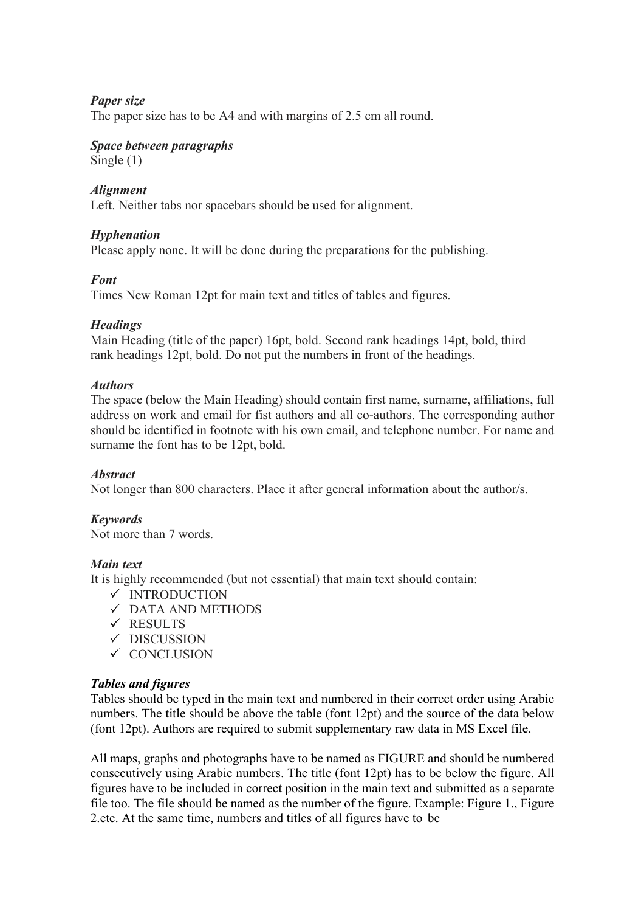***Paper size***

The paper size has to be A4 and with margins of 2.5 cm all round.

***Space between paragraphs***

Single (1)

***Alignment***

Left. Neither tabs nor spacebars should be used for alignment.

***Hyphenation***

Please apply none. It will be done during the preparations for the publishing.

***Font***

Times New Roman 12pt for main text and titles of tables and figures.

***Headings***

Main Heading (title of the paper) 16pt, bold. Second rank headings 14pt, bold, third rank headings 12pt, bold. Do not put the numbers in front of the headings.

***Authors***

The space (below the Main Heading) should contain first name, surname, affiliations, full address on work and email for fist authors and all co-authors. The corresponding author should be identified in footnote with his own email, and telephone number. For name and surname the font has to be 12pt, bold.

***Abstract***

Not longer than 800 characters. Place it after general information about the author/s.

***Keywords***

Not more than 7 words.

***Main text***

It is highly recommended (but not essential) that main text should contain:

- ✓ INTRODUCTION
- ✓ DATA AND METHODS
- ✓ RESULTS
- ✓ DISCUSSION
- ✓ CONCLUSION

***Tables and figures***

Tables should be typed in the main text and numbered in their correct order using Arabic numbers. The title should be above the table (font 12pt) and the source of the data below (font 12pt). Authors are required to submit supplementary raw data in MS Excel file.

All maps, graphs and photographs have to be named as FIGURE and should be numbered consecutively using Arabic numbers. The title (font 12pt) has to be below the figure. All figures have to be included in correct position in the main text and submitted as a separate file too. The file should be named as the number of the figure. Example: Figure 1., Figure 2.etc. At the same time, numbers and titles of all figures have to be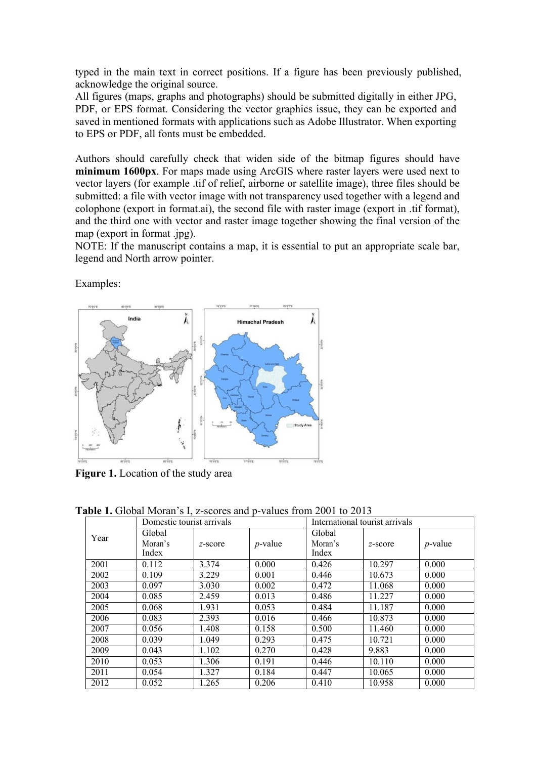typed in the main text in correct positions. If a figure has been previously published, acknowledge the original source.
All figures (maps, graphs and photographs) should be submitted digitally in either JPG, PDF, or EPS format. Considering the vector graphics issue, they can be exported and saved in mentioned formats with applications such as Adobe Illustrator. When exporting to EPS or PDF, all fonts must be embedded.

Authors should carefully check that widen side of the bitmap figures should have **minimum 1600px**. For maps made using ArcGIS where raster layers were used next to vector layers (for example .tif of relief, airborne or satellite image), three files should be submitted: a file with vector image with not transparency used together with a legend and colophone (export in format.ai), the second file with raster image (export in .tif format), and the third one with vector and raster image together showing the final version of the map (export in format .jpg).
NOTE: If the manuscript contains a map, it is essential to put an appropriate scale bar, legend and North arrow pointer.

Examples:

**Figure 1.** Location of the study area

**Table 1.** Global Moran's I, z-scores and p-values from 2001 to 2013

| Year | Domestic tourist arrivals | | | International tourist arrivals | | |
|---|---|---|---|---|---|---|
| | Global Moran's Index | *z*-score | *p*-value | Global Moran's Index | *z*-score | *p*-value |
| 2001 | 0.112 | 3.374 | 0.000 | 0.426 | 10.297 | 0.000 |
| 2002 | 0.109 | 3.229 | 0.001 | 0.446 | 10.673 | 0.000 |
| 2003 | 0.097 | 3.030 | 0.002 | 0.472 | 11.068 | 0.000 |
| 2004 | 0.085 | 2.459 | 0.013 | 0.486 | 11.227 | 0.000 |
| 2005 | 0.068 | 1.931 | 0.053 | 0.484 | 11.187 | 0.000 |
| 2006 | 0.083 | 2.393 | 0.016 | 0.466 | 10.873 | 0.000 |
| 2007 | 0.056 | 1.408 | 0.158 | 0.500 | 11.460 | 0.000 |
| 2008 | 0.039 | 1.049 | 0.293 | 0.475 | 10.721 | 0.000 |
| 2009 | 0.043 | 1.102 | 0.270 | 0.428 | 9.883 | 0.000 |
| 2010 | 0.053 | 1.306 | 0.191 | 0.446 | 10.110 | 0.000 |
| 2011 | 0.054 | 1.327 | 0.184 | 0.447 | 10.065 | 0.000 |
| 2012 | 0.052 | 1.265 | 0.206 | 0.410 | 10.958 | 0.000 |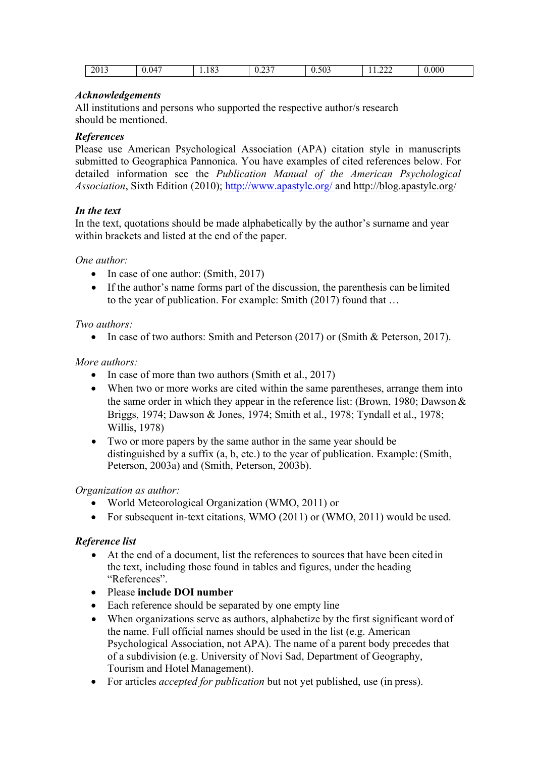| 2013 | 0.047 | 1.183 | 0.237 | 0.503 | 11.222 | 0.000 |
|---|---|---|---|---|---|---|

***Acknowledgements***
All institutions and persons who supported the respective author/s research should be mentioned.

***References***
Please use American Psychological Association (APA) citation style in manuscripts submitted to Geographica Pannonica. You have examples of cited references below. For detailed information see the *Publication Manual of the American Psychological Association*, Sixth Edition (2010); http://www.apastyle.org/ and http://blog.apastyle.org/

***In the text***
In the text, quotations should be made alphabetically by the author's surname and year within brackets and listed at the end of the paper.

*One author:*

- In case of one author: (Smith, 2017)
- If the author's name forms part of the discussion, the parenthesis can be limited to the year of publication. For example: Smith (2017) found that …

*Two authors:*

- In case of two authors: Smith and Peterson (2017) or (Smith & Peterson, 2017).

*More authors:*

- In case of more than two authors (Smith et al., 2017)
- When two or more works are cited within the same parentheses, arrange them into the same order in which they appear in the reference list: (Brown, 1980; Dawson & Briggs, 1974; Dawson & Jones, 1974; Smith et al., 1978; Tyndall et al., 1978; Willis, 1978)
- Two or more papers by the same author in the same year should be distinguished by a suffix (a, b, etc.) to the year of publication. Example: (Smith, Peterson, 2003a) and (Smith, Peterson, 2003b).

*Organization as author:*

- World Meteorological Organization (WMO, 2011) or
- For subsequent in-text citations, WMO (2011) or (WMO, 2011) would be used.

***Reference list***

- At the end of a document, list the references to sources that have been cited in the text, including those found in tables and figures, under the heading "References".
- Please **include DOI number**
- Each reference should be separated by one empty line
- When organizations serve as authors, alphabetize by the first significant word of the name. Full official names should be used in the list (e.g. American Psychological Association, not APA). The name of a parent body precedes that of a subdivision (e.g. University of Novi Sad, Department of Geography, Tourism and Hotel Management).
- For articles *accepted for publication* but not yet published, use (in press).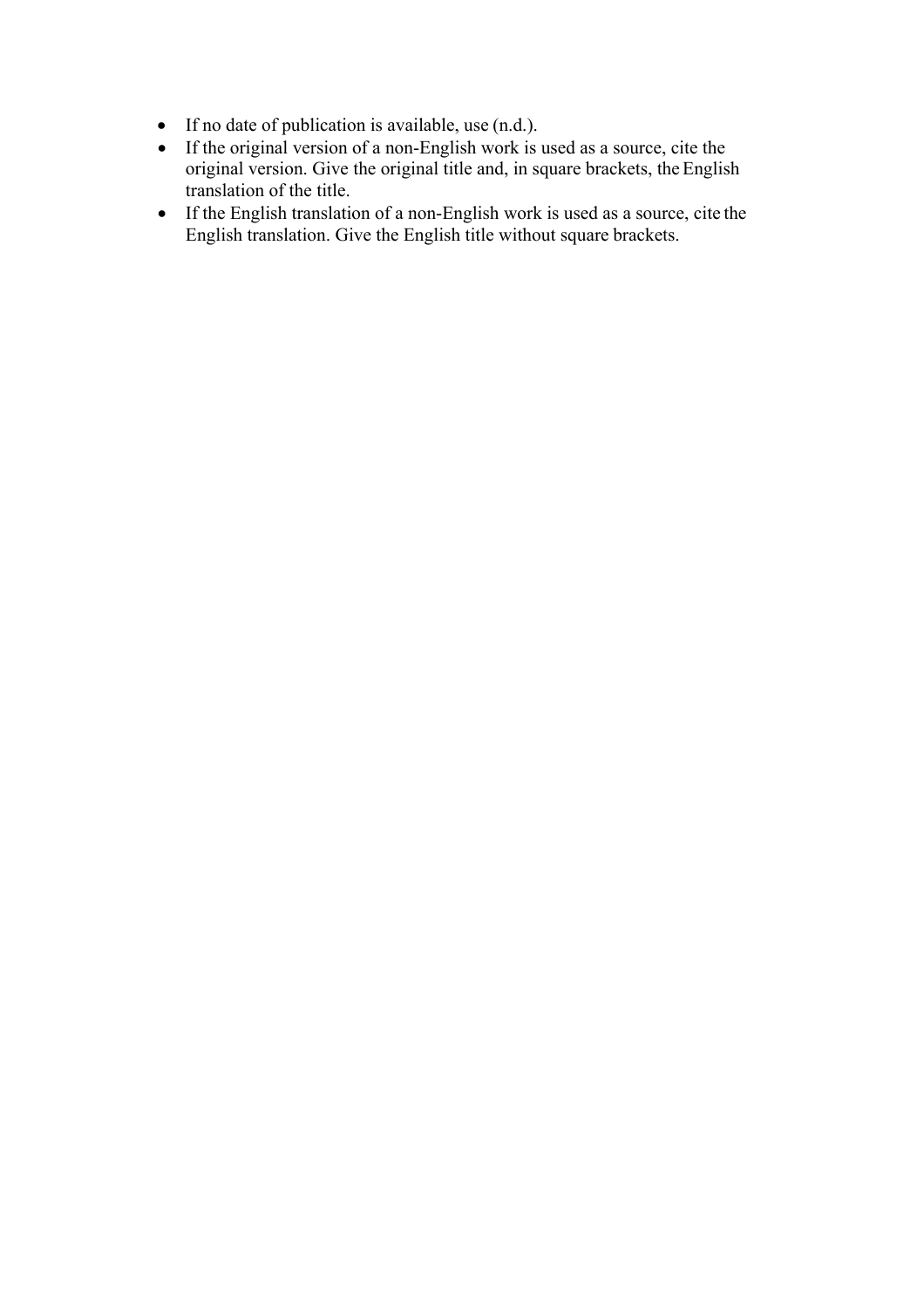- If no date of publication is available, use (n.d.).
- If the original version of a non-English work is used as a source, cite the original version. Give the original title and, in square brackets, the English translation of the title.
- If the English translation of a non-English work is used as a source, cite the English translation. Give the English title without square brackets.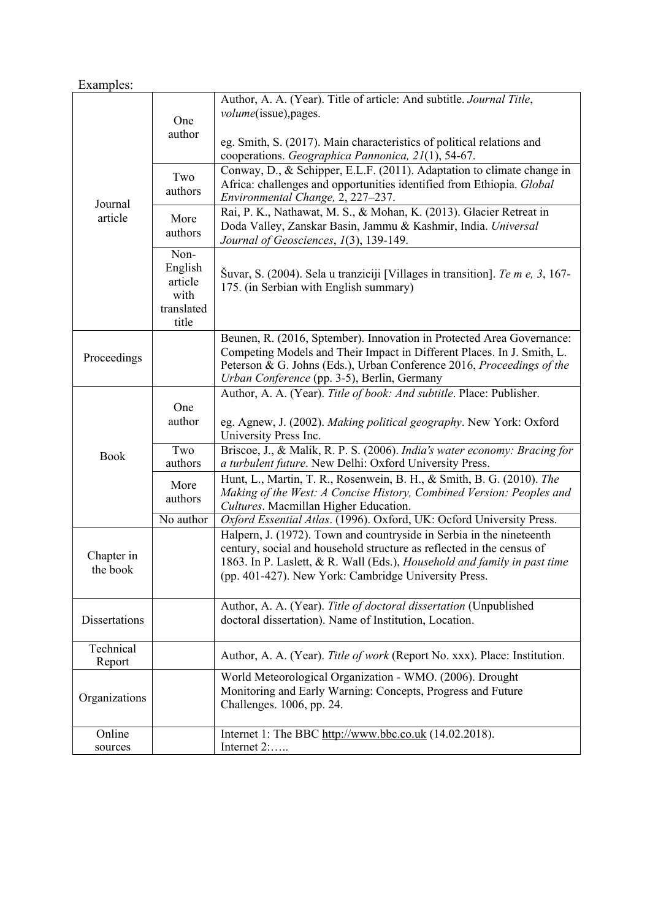Examples:

| | | |
|---|---|---|
| Journal article | One author | Author, A. A. (Year). Title of article: And subtitle. *Journal Title*, *volume*(issue),pages.<br><br>eg. Smith, S. (2017). Main characteristics of political relations and cooperations. *Geographica Pannonica, 21*(1), 54-67. |
| | Two authors | Conway, D., & Schipper, E.L.F. (2011). Adaptation to climate change in Africa: challenges and opportunities identified from Ethiopia. *Global Environmental Change,* 2, 227–237. |
| | More authors | Rai, P. K., Nathawat, M. S., & Mohan, K. (2013). Glacier Retreat in Doda Valley, Zanskar Basin, Jammu & Kashmir, India. *Universal Journal of Geosciences*, *1*(3), 139-149. |
| | Non-English article with translated title | Šuvar, S. (2004). Sela u tranziciji [Villages in transition]. *Te m e, 3*, 167-175. (in Serbian with English summary) |
| Proceedings | | Beunen, R. (2016, Sptember). Innovation in Protected Area Governance: Competing Models and Their Impact in Different Places. In J. Smith, L. Peterson & G. Johns (Eds.), Urban Conference 2016, *Proceedings of the Urban Conference* (pp. 3-5), Berlin, Germany |
| Book | One author | Author, A. A. (Year). *Title of book: And subtitle*. Place: Publisher.<br><br>eg. Agnew, J. (2002). *Making political geography*. New York: Oxford University Press Inc. |
| | Two authors | Briscoe, J., & Malik, R. P. S. (2006). *India's water economy: Bracing for a turbulent future*. New Delhi: Oxford University Press. |
| | More authors | Hunt, L., Martin, T. R., Rosenwein, B. H., & Smith, B. G. (2010). *The Making of the West: A Concise History, Combined Version: Peoples and Cultures*. Macmillan Higher Education. |
| | No author | *Oxford Essential Atlas*. (1996). Oxford, UK: Ocford University Press. |
| Chapter in the book | | Halpern, J. (1972). Town and countryside in Serbia in the nineteenth century, social and household structure as reflected in the census of 1863. In P. Laslett, & R. Wall (Eds.), *Household and family in past time* (pp. 401-427). New York: Cambridge University Press. |
| Dissertations | | Author, A. A. (Year). *Title of doctoral dissertation* (Unpublished doctoral dissertation). Name of Institution, Location. |
| Technical Report | | Author, A. A. (Year). *Title of work* (Report No. xxx). Place: Institution. |
| Organizations | | World Meteorological Organization - WMO. (2006). Drought Monitoring and Early Warning: Concepts, Progress and Future Challenges. 1006, pp. 24. |
| Online sources | | Internet 1: The BBC http://www.bbc.co.uk (14.02.2018).<br>Internet 2:….. |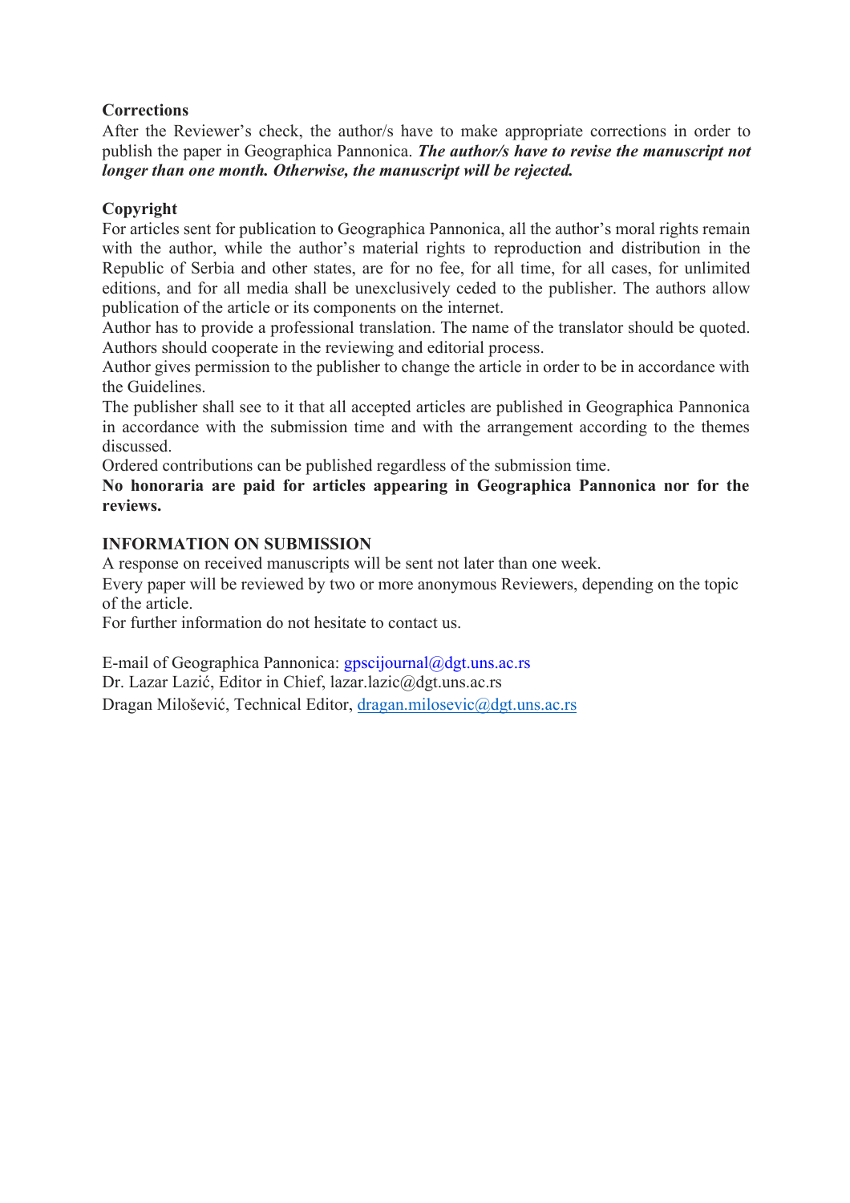**Corrections**

After the Reviewer's check, the author/s have to make appropriate corrections in order to publish the paper in Geographica Pannonica. ***The author/s have to revise the manuscript not longer than one month. Otherwise, the manuscript will be rejected.***

**Copyright**

For articles sent for publication to Geographica Pannonica, all the author's moral rights remain with the author, while the author's material rights to reproduction and distribution in the Republic of Serbia and other states, are for no fee, for all time, for all cases, for unlimited editions, and for all media shall be unexclusively ceded to the publisher. The authors allow publication of the article or its components on the internet.

Author has to provide a professional translation. The name of the translator should be quoted.

Authors should cooperate in the reviewing and editorial process.

Author gives permission to the publisher to change the article in order to be in accordance with the Guidelines.

The publisher shall see to it that all accepted articles are published in Geographica Pannonica in accordance with the submission time and with the arrangement according to the themes discussed.

Ordered contributions can be published regardless of the submission time.

**No honoraria are paid for articles appearing in Geographica Pannonica nor for the reviews.**

**INFORMATION ON SUBMISSION**

A response on received manuscripts will be sent not later than one week.

Every paper will be reviewed by two or more anonymous Reviewers, depending on the topic of the article.

For further information do not hesitate to contact us.

E-mail of Geographica Pannonica: gpscijournal@dgt.uns.ac.rs

Dr. Lazar Lazić, Editor in Chief, lazar.lazic@dgt.uns.ac.rs

Dragan Milošević, Technical Editor, dragan.milosevic@dgt.uns.ac.rs